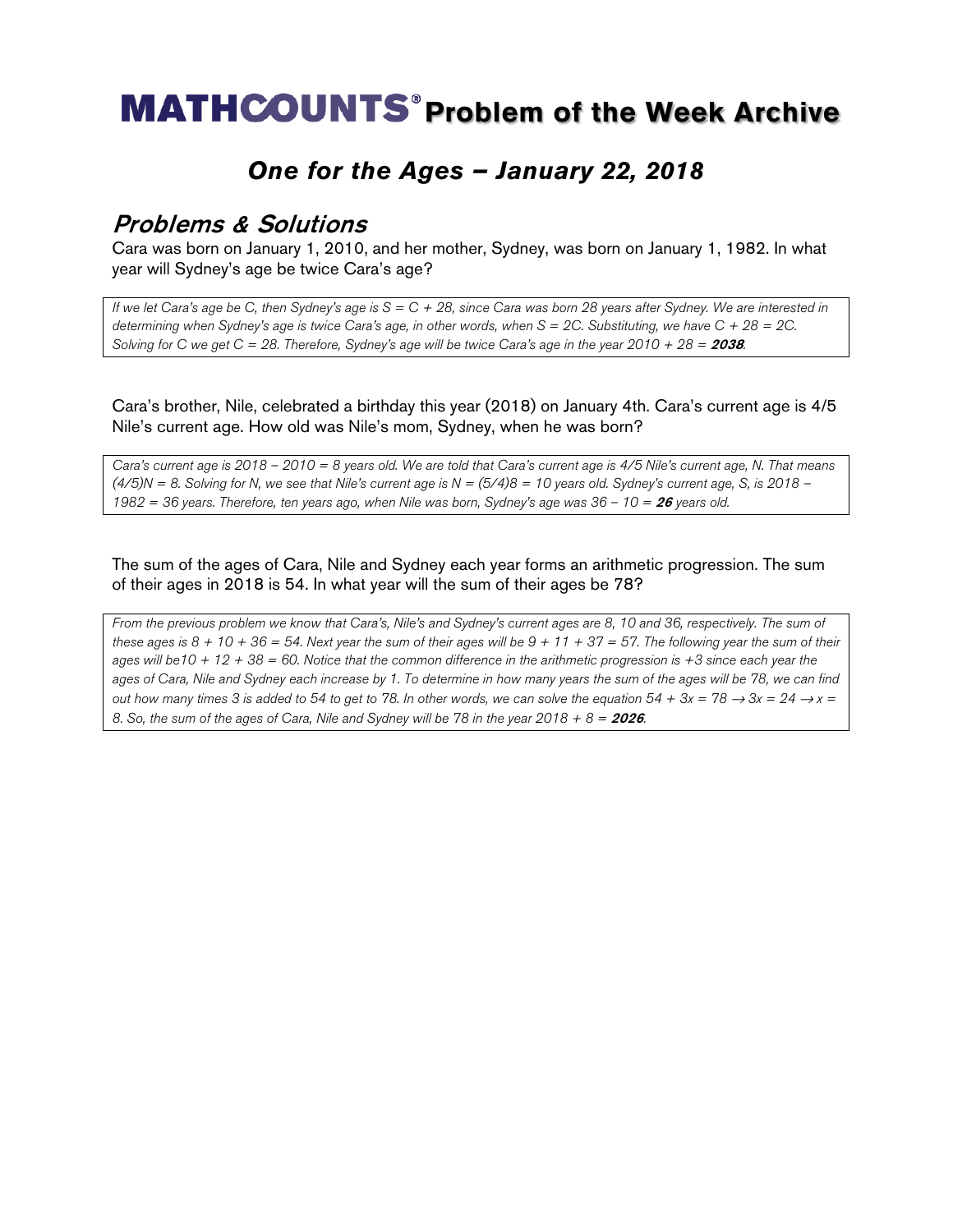# MATHCOUNTS® Problem of the Week Archive

## One for the Ages – January 22, 2018

## Problems & Solutions

Cara was born on January 1, 2010, and her mother, Sydney, was born on January 1, 1982. In what year will Sydney's age be twice Cara's age?

*If we let Cara's age be C, then Sydney's age is $S = C + 28$, since Cara was born 28 years after Sydney. We are interested in determining when Sydney's age is twice Cara's age, in other words, when $S = 2C$. Substituting, we have $C + 28 = 2C$. Solving for C we get $C = 28$. Therefore, Sydney's age will be twice Cara's age in the year $2010 + 28 =$ **2038**.*

Cara's brother, Nile, celebrated a birthday this year (2018) on January 4th. Cara's current age is 4/5 Nile's current age. How old was Nile's mom, Sydney, when he was born?

*Cara's current age is $2018 – 2010 = 8$ years old. We are told that Cara's current age is 4/5 Nile's current age, N. That means $(4/5)N = 8$. Solving for N, we see that Nile's current age is $N = (5/4)8 = 10$ years old. Sydney's current age, S, is $2018 – 1982 = 36$ years. Therefore, ten years ago, when Nile was born, Sydney's age was $36 – 10 =$ **26** years old.*

The sum of the ages of Cara, Nile and Sydney each year forms an arithmetic progression. The sum of their ages in 2018 is 54. In what year will the sum of their ages be 78?

*From the previous problem we know that Cara's, Nile's and Sydney's current ages are 8, 10 and 36, respectively. The sum of these ages is $8 + 10 + 36 = 54$. Next year the sum of their ages will be $9 + 11 + 37 = 57$. The following year the sum of their ages will be $10 + 12 + 38 = 60$. Notice that the common difference in the arithmetic progression is +3 since each year the ages of Cara, Nile and Sydney each increase by 1. To determine in how many years the sum of the ages will be 78, we can find out how many times 3 is added to 54 to get to 78. In other words, we can solve the equation $54 + 3x = 78 \rightarrow 3x = 24 \rightarrow x = 8$. So, the sum of the ages of Cara, Nile and Sydney will be 78 in the year $2018 + 8 =$ **2026**.*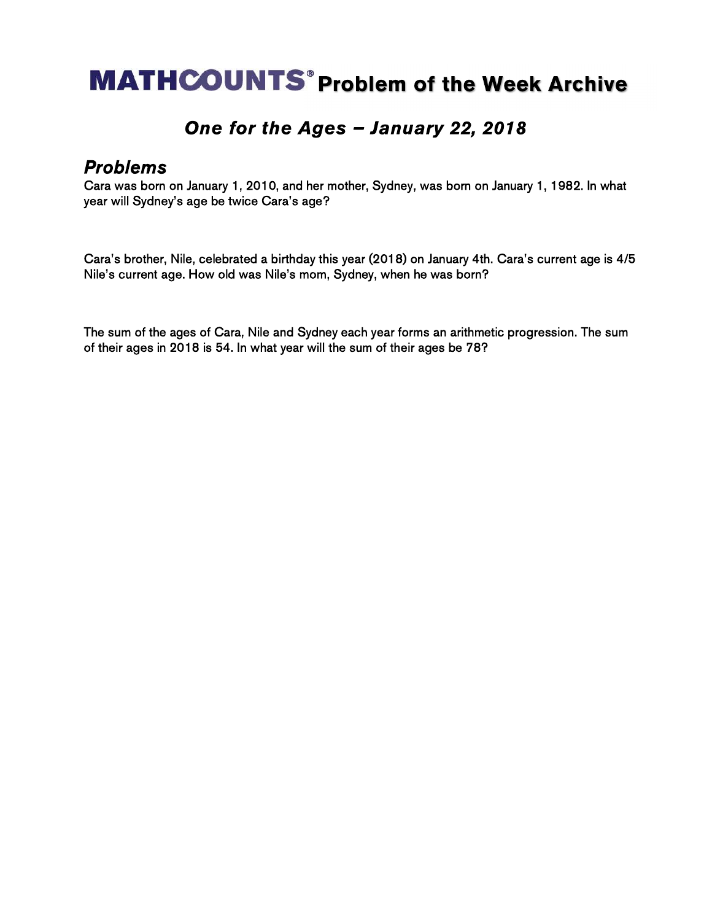# MATHCOUNTS® Problem of the Week Archive

## *One for the Ages – January 22, 2018*

## *Problems*

Cara was born on January 1, 2010, and her mother, Sydney, was born on January 1, 1982. In what year will Sydney's age be twice Cara's age?

Cara's brother, Nile, celebrated a birthday this year (2018) on January 4th. Cara's current age is 4/5 Nile's current age. How old was Nile's mom, Sydney, when he was born?

The sum of the ages of Cara, Nile and Sydney each year forms an arithmetic progression. The sum of their ages in 2018 is 54. In what year will the sum of their ages be 78?